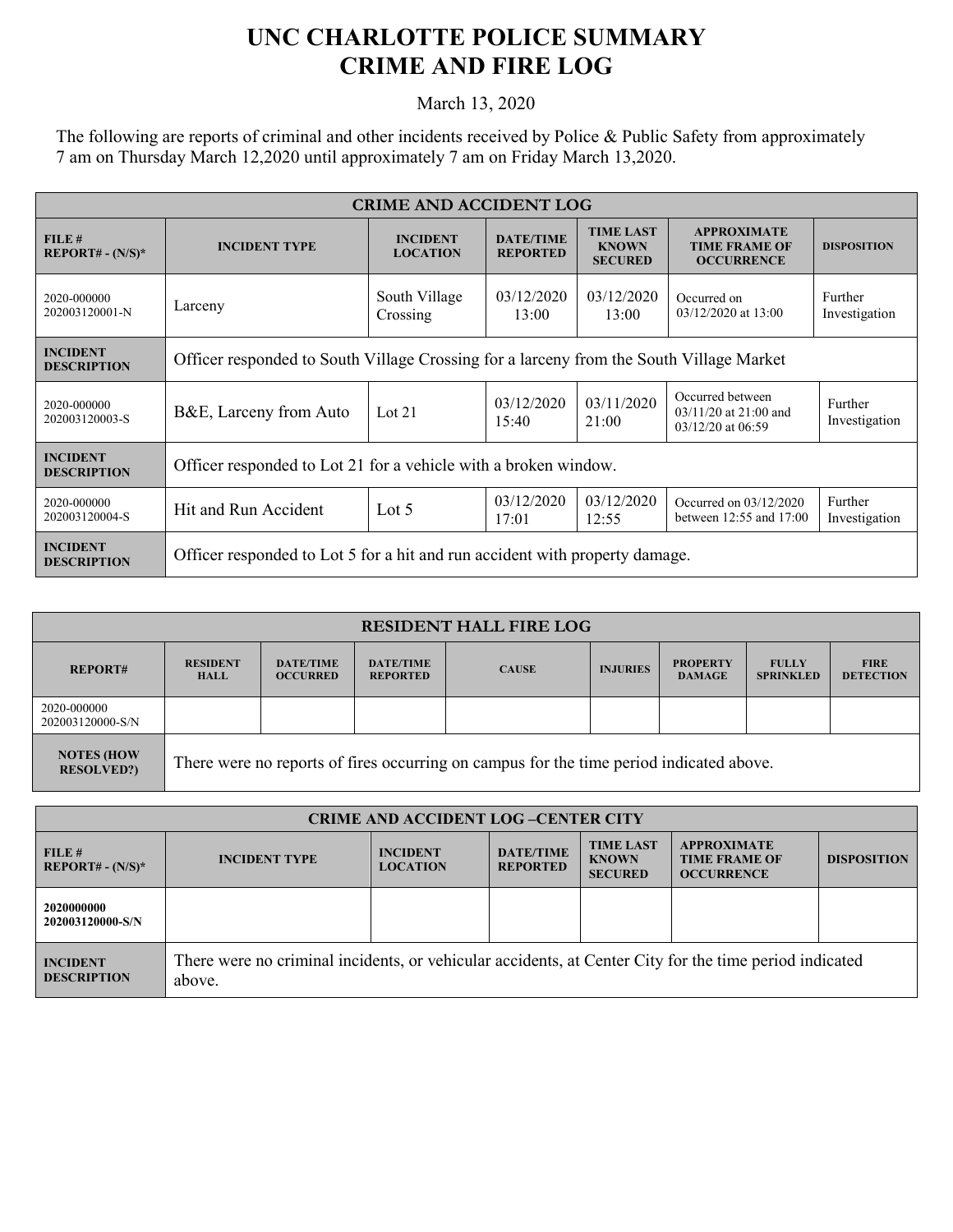# UNC CHARLOTTE POLICE SUMMARY
# CRIME AND FIRE LOG

March 13, 2020

The following are reports of criminal and other incidents received by Police & Public Safety from approximately 7 am on Thursday March 12,2020 until approximately 7 am on Friday March 13,2020.

| CRIME AND ACCIDENT LOG | | | | | | |
|---|---|---|---|---|---|---|
| FILE # REPORT# - (N/S)* | INCIDENT TYPE | INCIDENT LOCATION | DATE/TIME REPORTED | TIME LAST KNOWN SECURED | APPROXIMATE TIME FRAME OF OCCURRENCE | DISPOSITION |
| 2020-000000 202003120001-N | Larceny | South Village Crossing | 03/12/2020 13:00 | 03/12/2020 13:00 | Occurred on 03/12/2020 at 13:00 | Further Investigation |
| INCIDENT DESCRIPTION | Officer responded to South Village Crossing for a larceny from the South Village Market | | | | | |
| 2020-000000 202003120003-S | B&E, Larceny from Auto | Lot 21 | 03/12/2020 15:40 | 03/11/2020 21:00 | Occurred between 03/11/20 at 21:00 and 03/12/20 at 06:59 | Further Investigation |
| INCIDENT DESCRIPTION | Officer responded to Lot 21 for a vehicle with a broken window. | | | | | |
| 2020-000000 202003120004-S | Hit and Run Accident | Lot 5 | 03/12/2020 17:01 | 03/12/2020 12:55 | Occurred on 03/12/2020 between 12:55 and 17:00 | Further Investigation |
| INCIDENT DESCRIPTION | Officer responded to Lot 5 for a hit and run accident with property damage. | | | | | |

| RESIDENT HALL FIRE LOG | | | | | | | | |
|---|---|---|---|---|---|---|---|---|
| REPORT# | RESIDENT HALL | DATE/TIME OCCURRED | DATE/TIME REPORTED | CAUSE | INJURIES | PROPERTY DAMAGE | FULLY SPRINKLED | FIRE DETECTION |
| 2020-000000 202003120000-S/N | | | | | | | | |
| NOTES (HOW RESOLVED?) | There were no reports of fires occurring on campus for the time period indicated above. | | | | | | | |

| CRIME AND ACCIDENT LOG –CENTER CITY | | | | | | |
|---|---|---|---|---|---|---|
| FILE # REPORT# - (N/S)* | INCIDENT TYPE | INCIDENT LOCATION | DATE/TIME REPORTED | TIME LAST KNOWN SECURED | APPROXIMATE TIME FRAME OF OCCURRENCE | DISPOSITION |
| 2020000000 202003120000-S/N | | | | | | |
| INCIDENT DESCRIPTION | There were no criminal incidents, or vehicular accidents, at Center City for the time period indicated above. | | | | | |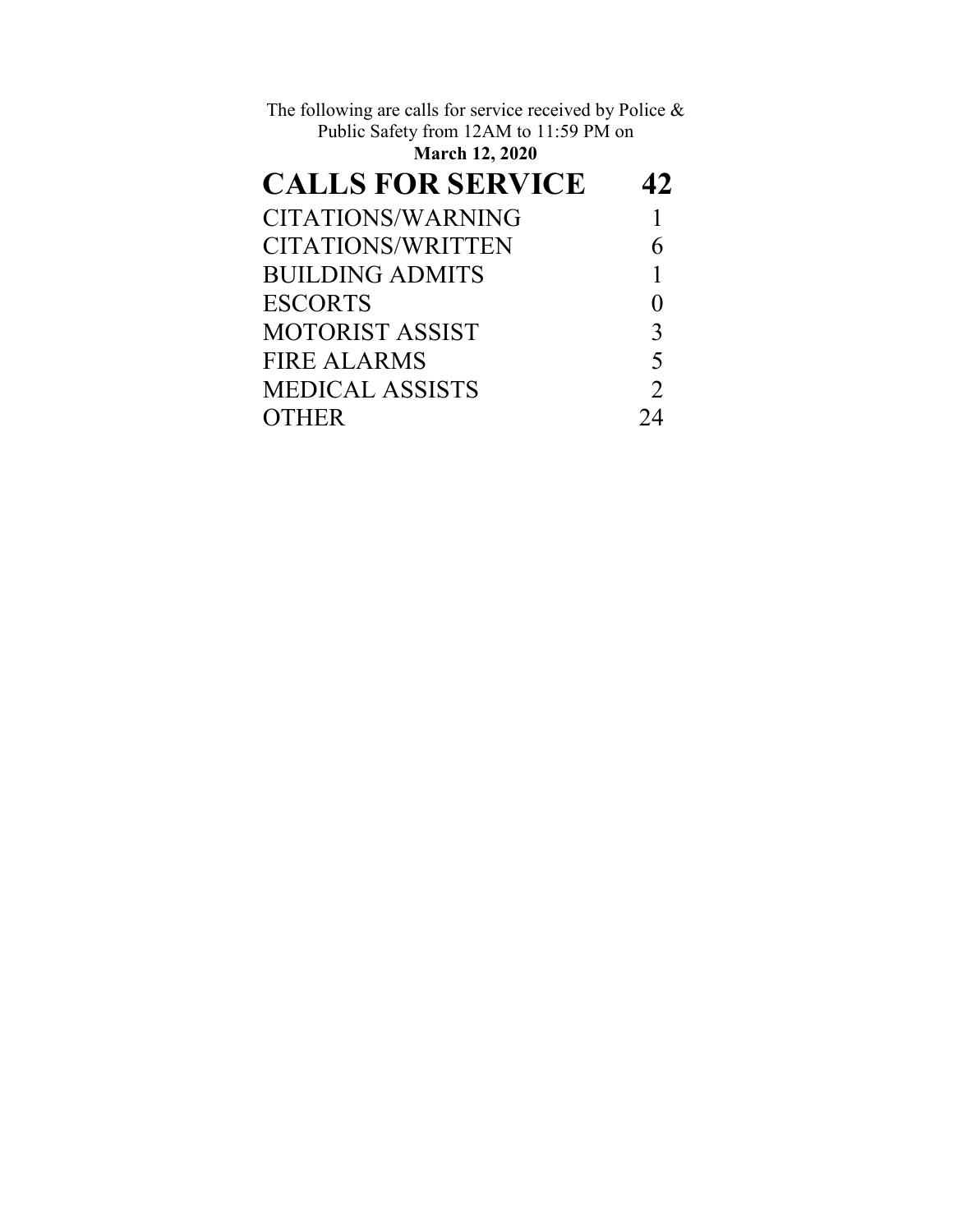The following are calls for service received by Police & Public Safety from 12AM to 11:59 PM on

**March 12, 2020**

| | |
|---|---|
| **CALLS FOR SERVICE** | **42** |
| CITATIONS/WARNING | 1 |
| CITATIONS/WRITTEN | 6 |
| BUILDING ADMITS | 1 |
| ESCORTS | 0 |
| MOTORIST ASSIST | 3 |
| FIRE ALARMS | 5 |
| MEDICAL ASSISTS | 2 |
| OTHER | 24 |